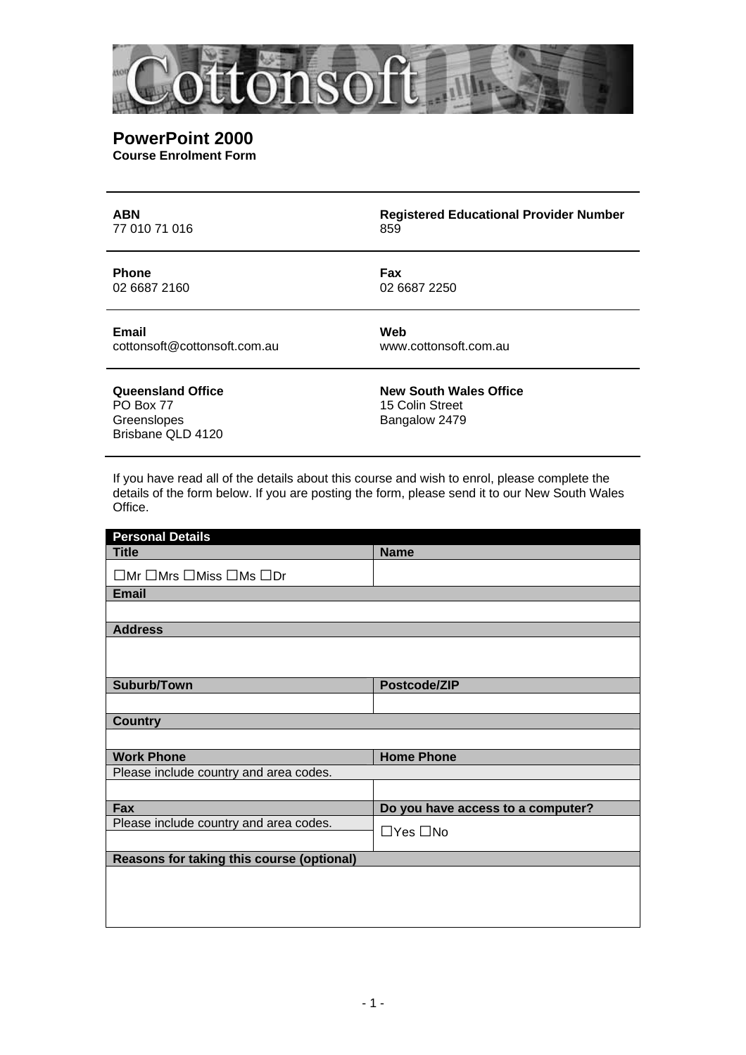# PowerPoint 2000

**Course Enrolment Form**

| **ABN** | **Registered Educational Provider Number** |
| --- | --- |
| 77 010 71 016 | 859 |
| **Phone** | **Fax** |
| 02 6687 2160 | 02 6687 2250 |
| **Email** | **Web** |
| cottonsoft@cottonsoft.com.au | www.cottonsoft.com.au |
| **Queensland Office** | **New South Wales Office** |
| PO Box 77<br>Greenslopes<br>Brisbane QLD 4120 | 15 Colin Street<br>Bangalow 2479 |

If you have read all of the details about this course and wish to enrol, please complete the details of the form below. If you are posting the form, please send it to our New South Wales Office.

| **Personal Details** | |
| --- | --- |
| **Title** | **Name** |
| ☐Mr ☐Mrs ☐Miss ☐Ms ☐Dr | |
| **Email** | |
| | |
| **Address** | |
| | |
| **Suburb/Town** | **Postcode/ZIP** |
| | |
| **Country** | |
| | |
| **Work Phone** | **Home Phone** |
| Please include country and area codes. | |
| | |
| **Fax** | **Do you have access to a computer?** |
| Please include country and area codes. | ☐Yes ☐No |
| **Reasons for taking this course (optional)** | |
| | |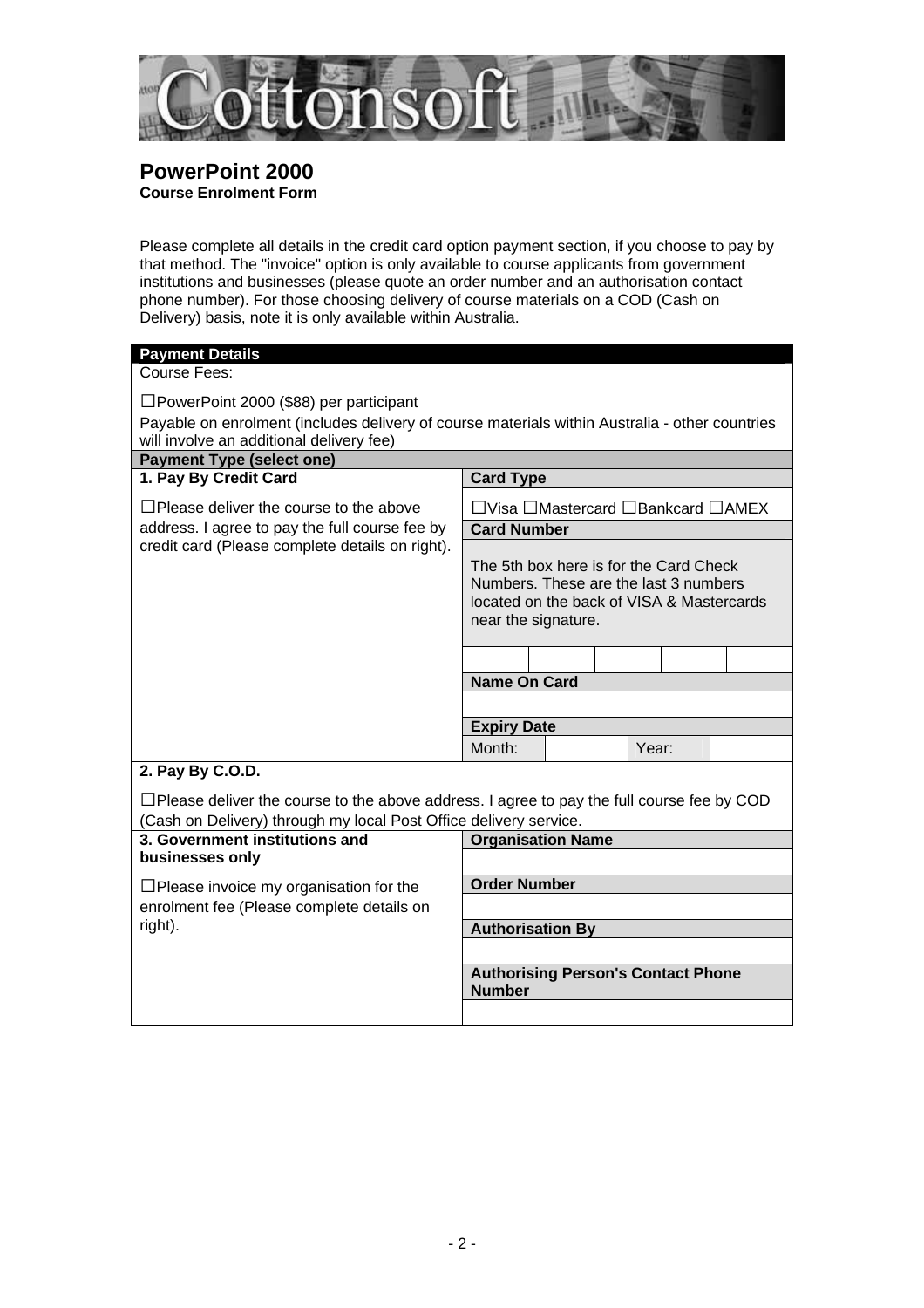# PowerPoint 2000

**Course Enrolment Form**

Please complete all details in the credit card option payment section, if you choose to pay by that method. The "invoice" option is only available to course applicants from government institutions and businesses (please quote an order number and an authorisation contact phone number). For those choosing delivery of course materials on a COD (Cash on Delivery) basis, note it is only available within Australia.

| **Payment Details** | |
|---|---|
| Course Fees:<br><br>☐PowerPoint 2000 ($88) per participant<br>Payable on enrolment (includes delivery of course materials within Australia - other countries will involve an additional delivery fee) | |
| **Payment Type (select one)** | |
| **1. Pay By Credit Card**<br><br>☐Please deliver the course to the above address. I agree to pay the full course fee by credit card (Please complete details on right). | **Card Type**<br>☐Visa ☐Mastercard ☐Bankcard ☐AMEX<br>**Card Number**<br>The 5th box here is for the Card Check Numbers. These are the last 3 numbers located on the back of VISA & Mastercards near the signature.<br>\[ \] \[ \] \[ \] \[ \] \[ \]<br>**Name On Card**<br><br>**Expiry Date**<br>Month: ____ Year: ____ |
| **2. Pay By C.O.D.**<br><br>☐Please deliver the course to the above address. I agree to pay the full course fee by COD (Cash on Delivery) through my local Post Office delivery service. | |
| **3. Government institutions and businesses only**<br><br>☐Please invoice my organisation for the enrolment fee (Please complete details on right). | **Organisation Name**<br><br>**Order Number**<br><br>**Authorisation By**<br><br>**Authorising Person's Contact Phone Number** |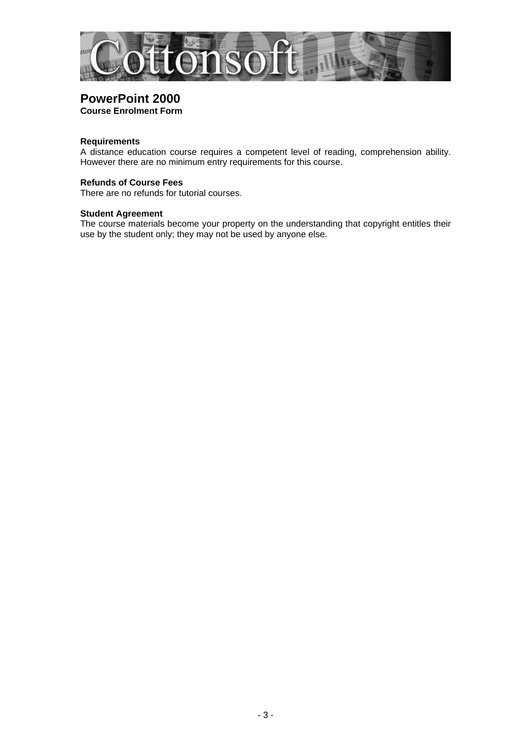# PowerPoint 2000

**Course Enrolment Form**

### Requirements

A distance education course requires a competent level of reading, comprehension ability. However there are no minimum entry requirements for this course.

### Refunds of Course Fees

There are no refunds for tutorial courses.

### Student Agreement

The course materials become your property on the understanding that copyright entitles their use by the student only; they may not be used by anyone else.